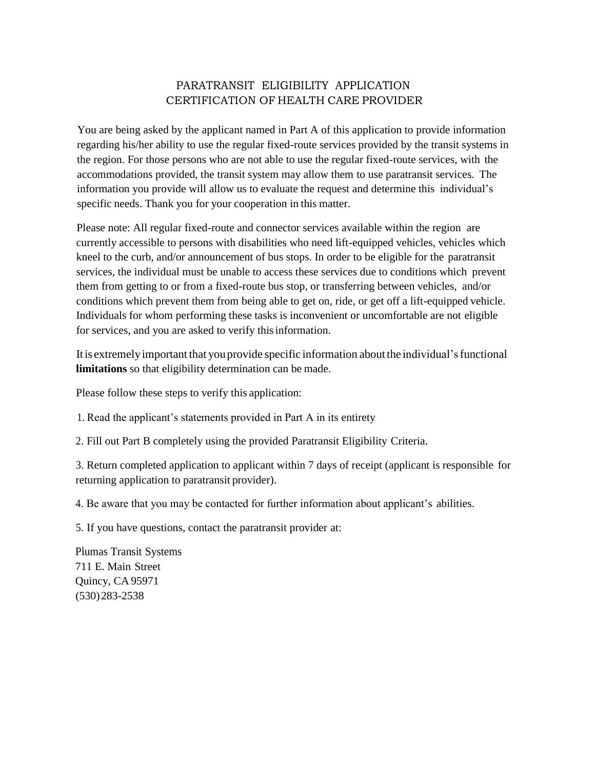# PARATRANSIT ELIGIBILITY APPLICATION
## CERTIFICATION OF HEALTH CARE PROVIDER

You are being asked by the applicant named in Part A of this application to provide information regarding his/her ability to use the regular fixed-route services provided by the transit systems in the region. For those persons who are not able to use the regular fixed-route services, with the accommodations provided, the transit system may allow them to use paratransit services. The information you provide will allow us to evaluate the request and determine this individual's specific needs. Thank you for your cooperation in this matter.

Please note: All regular fixed-route and connector services available within the region are currently accessible to persons with disabilities who need lift-equipped vehicles, vehicles which kneel to the curb, and/or announcement of bus stops. In order to be eligible for the paratransit services, the individual must be unable to access these services due to conditions which prevent them from getting to or from a fixed-route bus stop, or transferring between vehicles, and/or conditions which prevent them from being able to get on, ride, or get off a lift-equipped vehicle. Individuals for whom performing these tasks is inconvenient or uncomfortable are not eligible for services, and you are asked to verify this information.

It is extremely important that you provide specific information about the individual's functional **limitations** so that eligibility determination can be made.

Please follow these steps to verify this application:

1. Read the applicant's statements provided in Part A in its entirety
2. Fill out Part B completely using the provided Paratransit Eligibility Criteria.
3. Return completed application to applicant within 7 days of receipt (applicant is responsible for returning application to paratransit provider).
4. Be aware that you may be contacted for further information about applicant's abilities.
5. If you have questions, contact the paratransit provider at:

Plumas Transit Systems
711 E. Main Street
Quincy, CA 95971
(530) 283-2538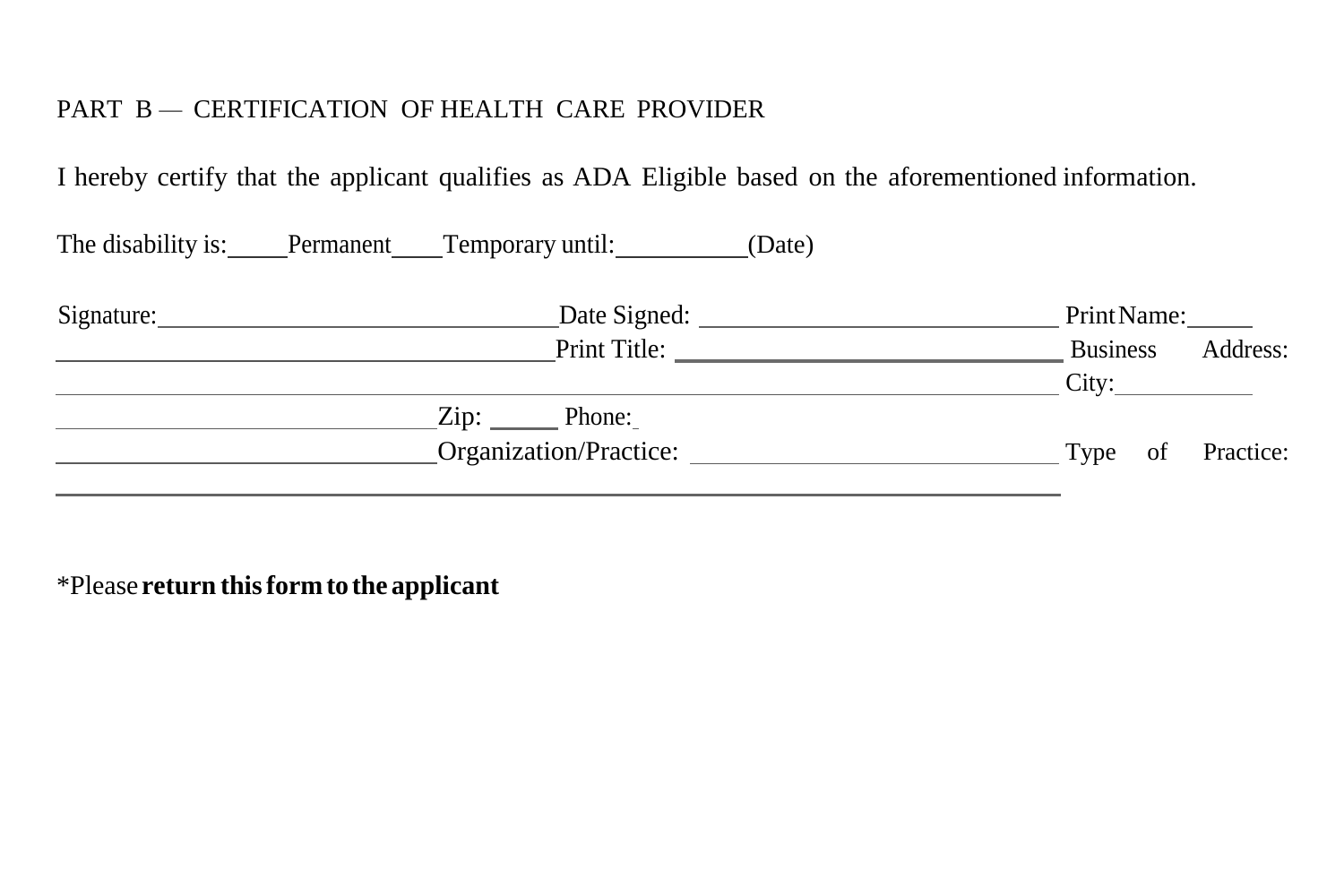PART B — CERTIFICATION OF HEALTH CARE PROVIDER

I hereby certify that the applicant qualifies as ADA Eligible based on the aforementioned information.

The disability is:\_\_\_\_\_Permanent\_\_\_\_Temporary until:\_\_\_\_\_\_\_\_\_\_(Date)

Signature:\_\_\_\_\_\_\_\_\_\_\_\_\_\_\_\_\_\_\_\_\_\_\_\_\_\_\_\_\_\_\_Date Signed: \_\_\_\_\_\_\_\_\_\_\_\_\_\_\_\_\_\_\_\_\_\_\_\_\_\_\_\_ Print Name:\_\_\_\_\_ \_\_\_\_\_\_\_\_\_\_\_\_\_\_\_\_\_\_\_\_\_\_\_\_\_\_\_\_\_\_\_\_\_\_\_\_\_\_\_Print Title: \_\_\_\_\_\_\_\_\_\_\_\_\_\_\_\_\_\_\_\_\_\_\_\_\_\_\_\_\_\_ Business Address: \_\_\_\_\_\_\_\_\_\_\_\_\_\_\_\_\_\_\_\_\_\_\_\_\_\_\_\_\_\_\_\_\_\_\_\_\_\_\_\_\_\_\_\_\_\_\_\_\_\_\_\_\_\_\_\_\_\_\_\_\_\_\_\_\_\_\_\_\_\_\_\_\_\_\_\_\_\_ City:\_\_\_\_\_\_\_\_\_\_\_ \_\_\_\_\_\_\_\_\_\_\_\_\_\_\_\_\_\_\_\_\_\_\_\_\_\_\_\_\_\_Zip: \_\_\_\_\_ Phone:\_ \_\_\_\_\_\_\_\_\_\_\_\_\_\_\_\_\_\_\_\_\_\_\_\_\_\_\_\_\_\_Organization/Practice: \_\_\_\_\_\_\_\_\_\_\_\_\_\_\_\_\_\_\_\_\_\_\_\_\_\_\_\_\_\_ Type of Practice: \_\_\_\_\_\_\_\_\_\_\_\_\_\_\_\_\_\_\_\_\_\_\_\_\_\_\_\_\_\_\_\_\_\_\_\_\_\_\_\_\_\_\_\_\_\_\_\_\_\_\_\_\_\_\_\_\_\_\_\_\_\_\_\_\_\_\_\_\_\_\_\_\_\_\_\_\_\_

*Please **return this form to the applicant**